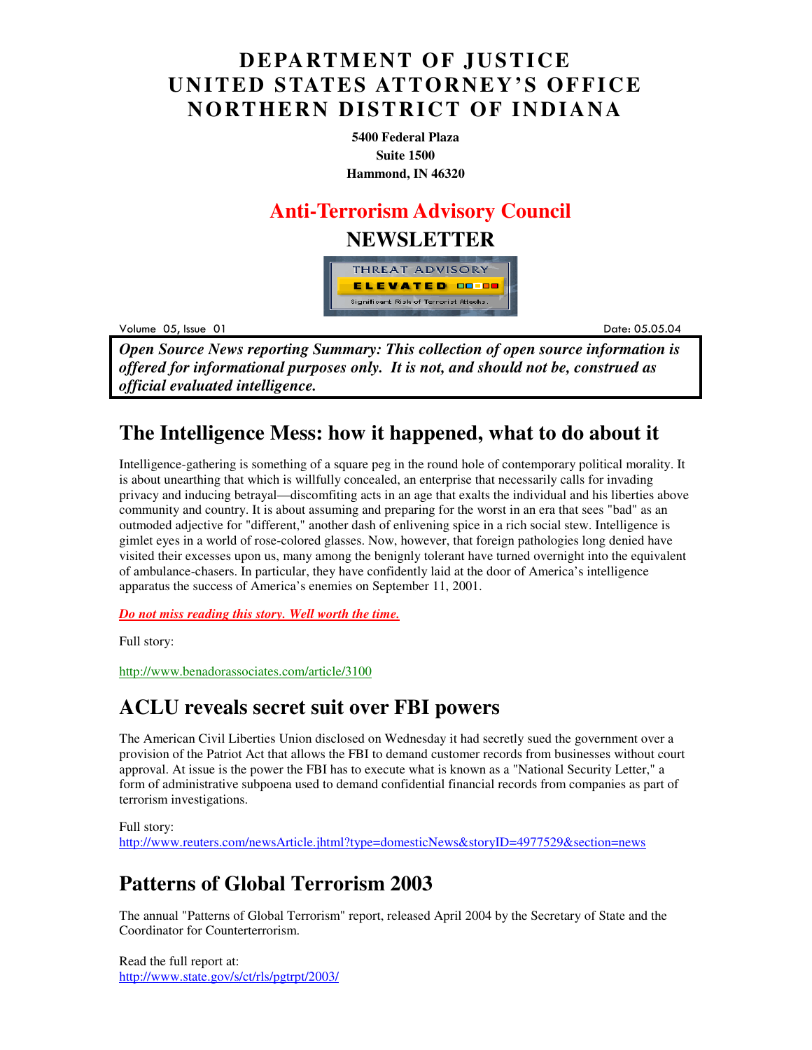# DEPARTMENT OF JUSTICE
# UNITED STATES ATTORNEY'S OFFICE
# NORTHERN DISTRICT OF INDIANA

**5400 Federal Plaza**
**Suite 1500**
**Hammond, IN 46320**

## Anti-Terrorism Advisory Council

## NEWSLETTER

THREAT ADVISORY
ELEVATED
Significant Risk of Terrorist Attacks.

Volume 05, Issue 01 Date: 05.05.04

***Open Source News reporting Summary: This collection of open source information is offered for informational purposes only. It is not, and should not be, construed as official evaluated intelligence.***

## The Intelligence Mess: how it happened, what to do about it

Intelligence-gathering is something of a square peg in the round hole of contemporary political morality. It is about unearthing that which is willfully concealed, an enterprise that necessarily calls for invading privacy and inducing betrayal—discomfiting acts in an age that exalts the individual and his liberties above community and country. It is about assuming and preparing for the worst in an era that sees "bad" as an outmoded adjective for "different," another dash of enlivening spice in a rich social stew. Intelligence is gimlet eyes in a world of rose-colored glasses. Now, however, that foreign pathologies long denied have visited their excesses upon us, many among the benignly tolerant have turned overnight into the equivalent of ambulance-chasers. In particular, they have confidently laid at the door of America's intelligence apparatus the success of America's enemies on September 11, 2001.

***Do not miss reading this story. Well worth the time.***

Full story:

http://www.benadorassociates.com/article/3100

## ACLU reveals secret suit over FBI powers

The American Civil Liberties Union disclosed on Wednesday it had secretly sued the government over a provision of the Patriot Act that allows the FBI to demand customer records from businesses without court approval. At issue is the power the FBI has to execute what is known as a "National Security Letter," a form of administrative subpoena used to demand confidential financial records from companies as part of terrorism investigations.

Full story:
http://www.reuters.com/newsArticle.jhtml?type=domesticNews&storyID=4977529&section=news

## Patterns of Global Terrorism 2003

The annual "Patterns of Global Terrorism" report, released April 2004 by the Secretary of State and the Coordinator for Counterterrorism.

Read the full report at:
http://www.state.gov/s/ct/rls/pgtrpt/2003/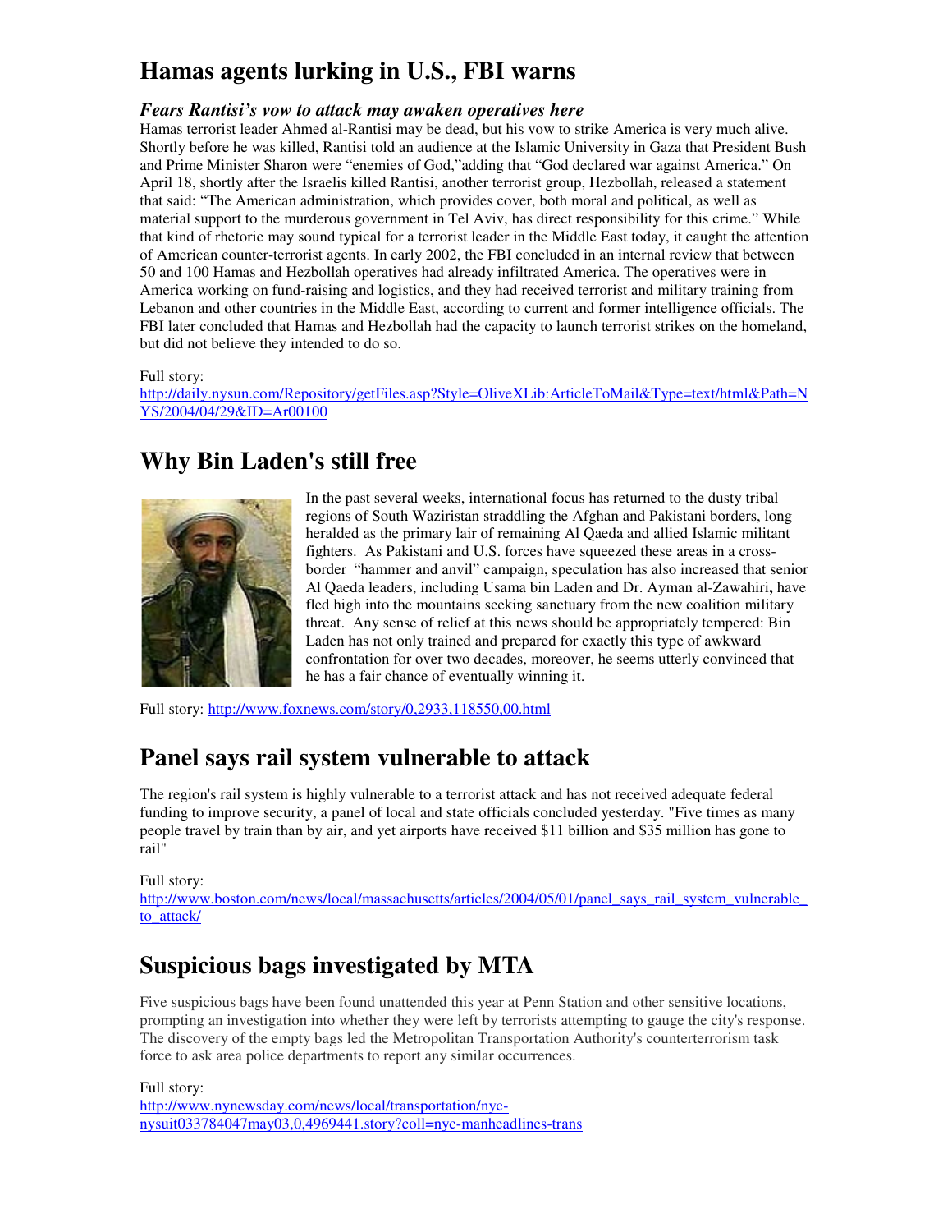## Hamas agents lurking in U.S., FBI warns

### *Fears Rantisi's vow to attack may awaken operatives here*

Hamas terrorist leader Ahmed al-Rantisi may be dead, but his vow to strike America is very much alive. Shortly before he was killed, Rantisi told an audience at the Islamic University in Gaza that President Bush and Prime Minister Sharon were "enemies of God,"adding that "God declared war against America." On April 18, shortly after the Israelis killed Rantisi, another terrorist group, Hezbollah, released a statement that said: "The American administration, which provides cover, both moral and political, as well as material support to the murderous government in Tel Aviv, has direct responsibility for this crime." While that kind of rhetoric may sound typical for a terrorist leader in the Middle East today, it caught the attention of American counter-terrorist agents. In early 2002, the FBI concluded in an internal review that between 50 and 100 Hamas and Hezbollah operatives had already infiltrated America. The operatives were in America working on fund-raising and logistics, and they had received terrorist and military training from Lebanon and other countries in the Middle East, according to current and former intelligence officials. The FBI later concluded that Hamas and Hezbollah had the capacity to launch terrorist strikes on the homeland, but did not believe they intended to do so.

Full story:
http://daily.nysun.com/Repository/getFiles.asp?Style=OliveXLib:ArticleToMail&Type=text/html&Path=NYS/2004/04/29&ID=Ar00100

## Why Bin Laden's still free

In the past several weeks, international focus has returned to the dusty tribal regions of South Waziristan straddling the Afghan and Pakistani borders, long heralded as the primary lair of remaining Al Qaeda and allied Islamic militant fighters. As Pakistani and U.S. forces have squeezed these areas in a cross-border "hammer and anvil" campaign, speculation has also increased that senior Al Qaeda leaders, including Usama bin Laden and Dr. Ayman al-Zawahiri**,** have fled high into the mountains seeking sanctuary from the new coalition military threat. Any sense of relief at this news should be appropriately tempered: Bin Laden has not only trained and prepared for exactly this type of awkward confrontation for over two decades, moreover, he seems utterly convinced that he has a fair chance of eventually winning it.

Full story: http://www.foxnews.com/story/0,2933,118550,00.html

## Panel says rail system vulnerable to attack

The region's rail system is highly vulnerable to a terrorist attack and has not received adequate federal funding to improve security, a panel of local and state officials concluded yesterday. "Five times as many people travel by train than by air, and yet airports have received $11 billion and $35 million has gone to rail"

Full story:
http://www.boston.com/news/local/massachusetts/articles/2004/05/01/panel_says_rail_system_vulnerable_to_attack/

## Suspicious bags investigated by MTA

Five suspicious bags have been found unattended this year at Penn Station and other sensitive locations, prompting an investigation into whether they were left by terrorists attempting to gauge the city's response. The discovery of the empty bags led the Metropolitan Transportation Authority's counterterrorism task force to ask area police departments to report any similar occurrences.

Full story:
http://www.nynewsday.com/news/local/transportation/nyc-nysuit033784047may03,0,4969441.story?coll=nyc-manheadlines-trans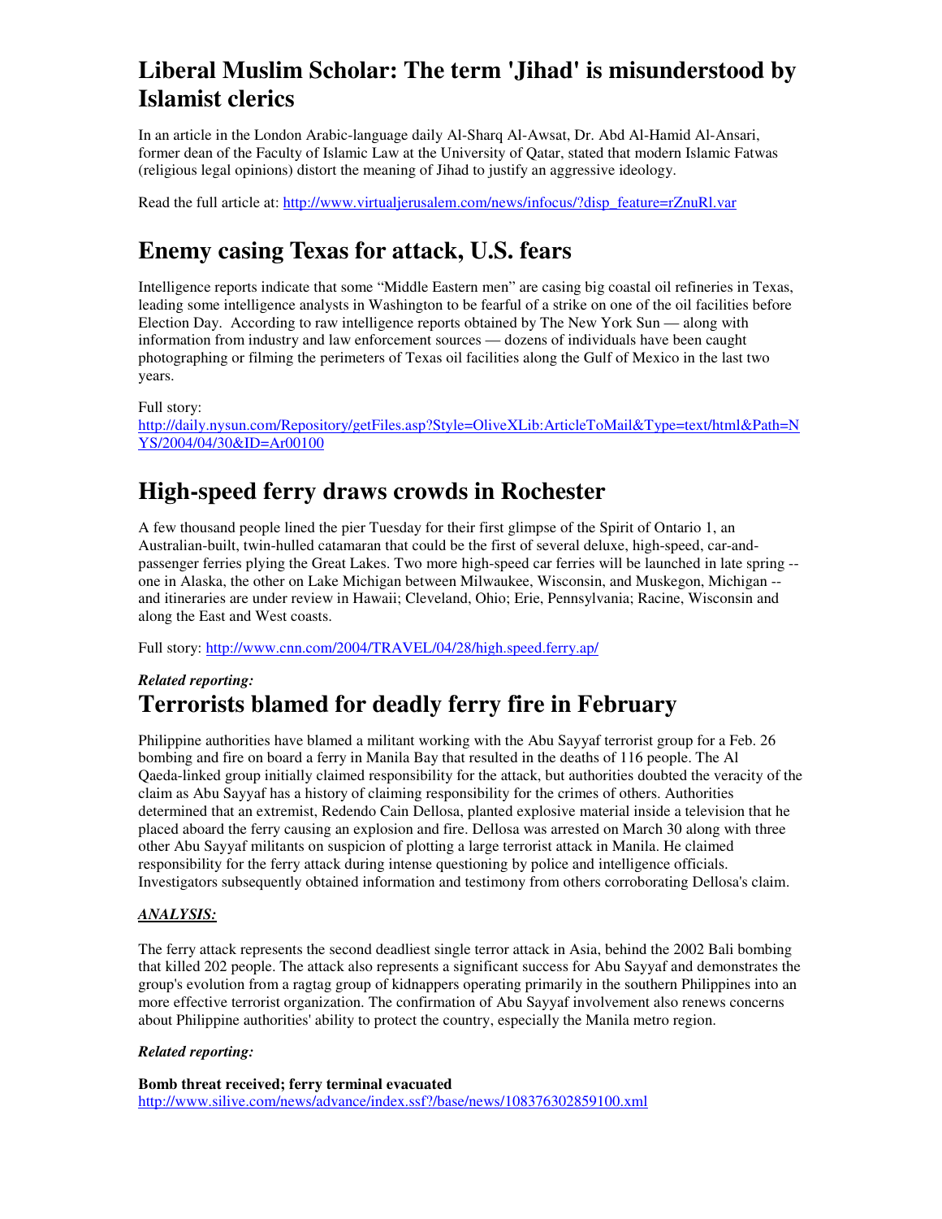# Liberal Muslim Scholar: The term 'Jihad' is misunderstood by Islamist clerics

In an article in the London Arabic-language daily Al-Sharq Al-Awsat, Dr. Abd Al-Hamid Al-Ansari, former dean of the Faculty of Islamic Law at the University of Qatar, stated that modern Islamic Fatwas (religious legal opinions) distort the meaning of Jihad to justify an aggressive ideology.

Read the full article at: http://www.virtualjerusalem.com/news/infocus/?disp_feature=rZnuRl.var

# Enemy casing Texas for attack, U.S. fears

Intelligence reports indicate that some "Middle Eastern men" are casing big coastal oil refineries in Texas, leading some intelligence analysts in Washington to be fearful of a strike on one of the oil facilities before Election Day. According to raw intelligence reports obtained by The New York Sun — along with information from industry and law enforcement sources — dozens of individuals have been caught photographing or filming the perimeters of Texas oil facilities along the Gulf of Mexico in the last two years.

Full story:
http://daily.nysun.com/Repository/getFiles.asp?Style=OliveXLib:ArticleToMail&Type=text/html&Path=NYS/2004/04/30&ID=Ar00100

# High-speed ferry draws crowds in Rochester

A few thousand people lined the pier Tuesday for their first glimpse of the Spirit of Ontario 1, an Australian-built, twin-hulled catamaran that could be the first of several deluxe, high-speed, car-and-passenger ferries plying the Great Lakes. Two more high-speed car ferries will be launched in late spring -- one in Alaska, the other on Lake Michigan between Milwaukee, Wisconsin, and Muskegon, Michigan -- and itineraries are under review in Hawaii; Cleveland, Ohio; Erie, Pennsylvania; Racine, Wisconsin and along the East and West coasts.

Full story: http://www.cnn.com/2004/TRAVEL/04/28/high.speed.ferry.ap/

***Related reporting:***

# Terrorists blamed for deadly ferry fire in February

Philippine authorities have blamed a militant working with the Abu Sayyaf terrorist group for a Feb. 26 bombing and fire on board a ferry in Manila Bay that resulted in the deaths of 116 people. The Al Qaeda-linked group initially claimed responsibility for the attack, but authorities doubted the veracity of the claim as Abu Sayyaf has a history of claiming responsibility for the crimes of others. Authorities determined that an extremist, Redendo Cain Dellosa, planted explosive material inside a television that he placed aboard the ferry causing an explosion and fire. Dellosa was arrested on March 30 along with three other Abu Sayyaf militants on suspicion of plotting a large terrorist attack in Manila. He claimed responsibility for the ferry attack during intense questioning by police and intelligence officials. Investigators subsequently obtained information and testimony from others corroborating Dellosa's claim.

***ANALYSIS:***

The ferry attack represents the second deadliest single terror attack in Asia, behind the 2002 Bali bombing that killed 202 people. The attack also represents a significant success for Abu Sayyaf and demonstrates the group's evolution from a ragtag group of kidnappers operating primarily in the southern Philippines into an more effective terrorist organization. The confirmation of Abu Sayyaf involvement also renews concerns about Philippine authorities' ability to protect the country, especially the Manila metro region.

***Related reporting:***

**Bomb threat received; ferry terminal evacuated**
http://www.silive.com/news/advance/index.ssf?/base/news/108376302859100.xml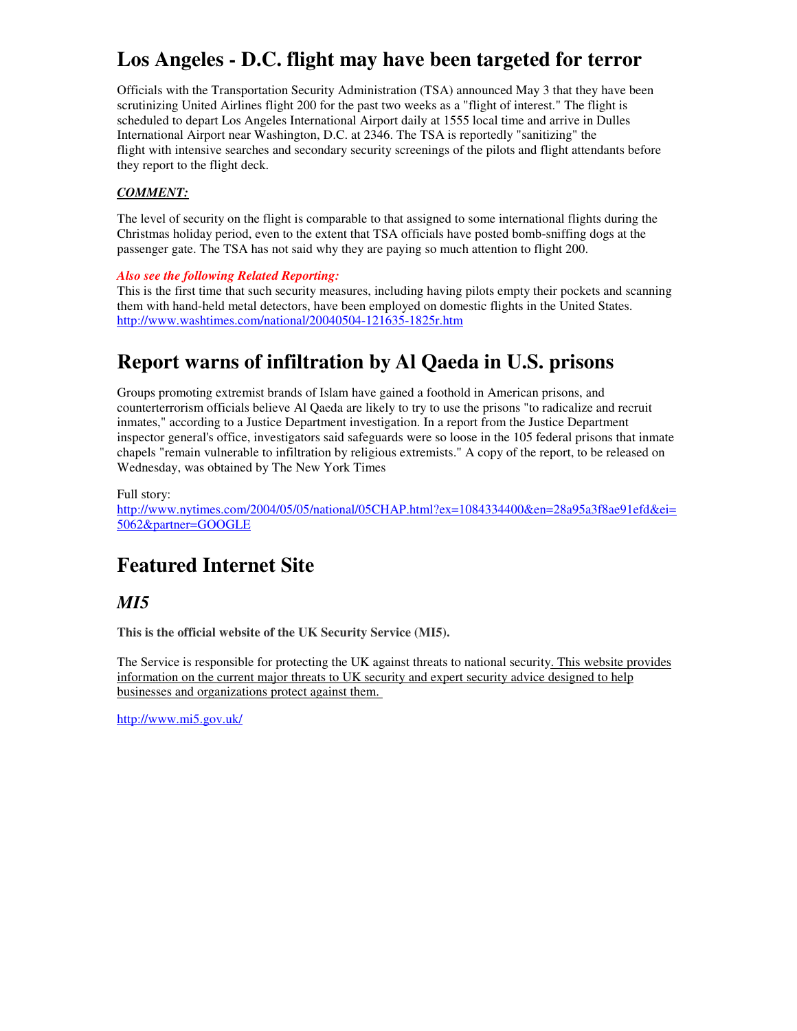## Los Angeles - D.C. flight may have been targeted for terror

Officials with the Transportation Security Administration (TSA) announced May 3 that they have been scrutinizing United Airlines flight 200 for the past two weeks as a "flight of interest." The flight is scheduled to depart Los Angeles International Airport daily at 1555 local time and arrive in Dulles International Airport near Washington, D.C. at 2346. The TSA is reportedly "sanitizing" the flight with intensive searches and secondary security screenings of the pilots and flight attendants before they report to the flight deck.

***COMMENT:***

The level of security on the flight is comparable to that assigned to some international flights during the Christmas holiday period, even to the extent that TSA officials have posted bomb-sniffing dogs at the passenger gate. The TSA has not said why they are paying so much attention to flight 200.

***Also see the following Related Reporting:***

This is the first time that such security measures, including having pilots empty their pockets and scanning them with hand-held metal detectors, have been employed on domestic flights in the United States.
http://www.washtimes.com/national/20040504-121635-1825r.htm

## Report warns of infiltration by Al Qaeda in U.S. prisons

Groups promoting extremist brands of Islam have gained a foothold in American prisons, and counterterrorism officials believe Al Qaeda are likely to try to use the prisons "to radicalize and recruit inmates," according to a Justice Department investigation. In a report from the Justice Department inspector general's office, investigators said safeguards were so loose in the 105 federal prisons that inmate chapels "remain vulnerable to infiltration by religious extremists." A copy of the report, to be released on Wednesday, was obtained by The New York Times

Full story:
http://www.nytimes.com/2004/05/05/national/05CHAP.html?ex=1084334400&en=28a95a3f8ae91efd&ei=5062&partner=GOOGLE

## Featured Internet Site

### *MI5*

**This is the official website of the UK Security Service (MI5).**

The Service is responsible for protecting the UK against threats to national security. This website provides information on the current major threats to UK security and expert security advice designed to help businesses and organizations protect against them.

http://www.mi5.gov.uk/